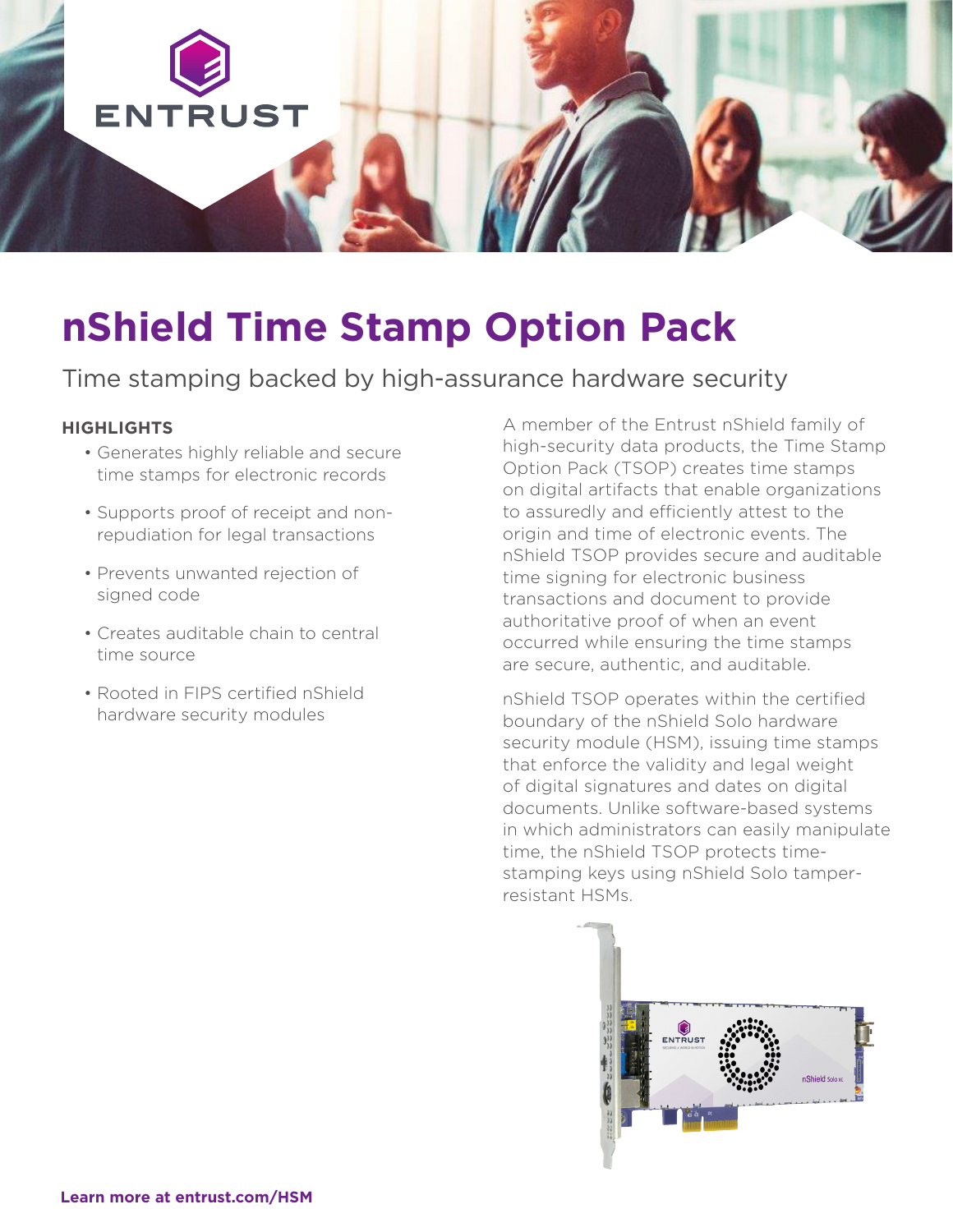# nShield Time Stamp Option Pack

Time stamping backed by high-assurance hardware security

**HIGHLIGHTS**

- Generates highly reliable and secure time stamps for electronic records
- Supports proof of receipt and non-repudiation for legal transactions
- Prevents unwanted rejection of signed code
- Creates auditable chain to central time source
- Rooted in FIPS certified nShield hardware security modules

A member of the Entrust nShield family of high-security data products, the Time Stamp Option Pack (TSOP) creates time stamps on digital artifacts that enable organizations to assuredly and efficiently attest to the origin and time of electronic events. The nShield TSOP provides secure and auditable time signing for electronic business transactions and document to provide authoritative proof of when an event occurred while ensuring the time stamps are secure, authentic, and auditable.

nShield TSOP operates within the certified boundary of the nShield Solo hardware security module (HSM), issuing time stamps that enforce the validity and legal weight of digital signatures and dates on digital documents. Unlike software-based systems in which administrators can easily manipulate time, the nShield TSOP protects time-stamping keys using nShield Solo tamper-resistant HSMs.

**Learn more at entrust.com/HSM**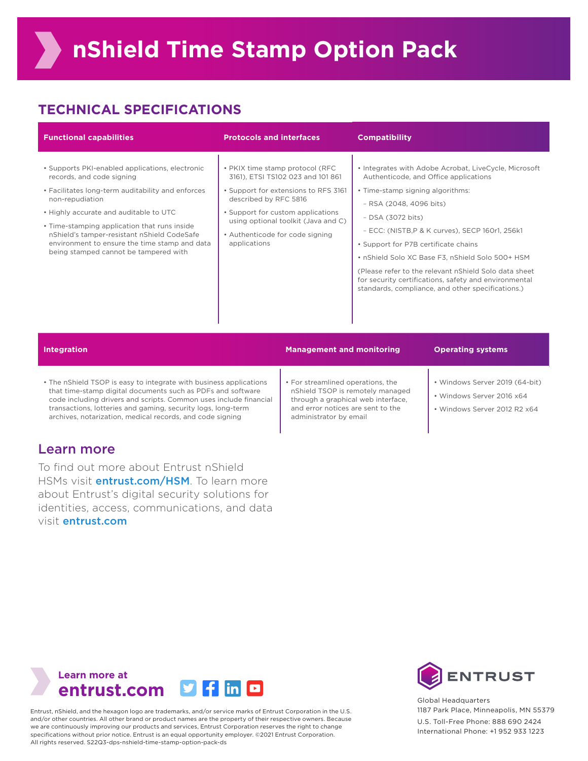# nShield Time Stamp Option Pack

## TECHNICAL SPECIFICATIONS

### Functional capabilities

- Supports PKI-enabled applications, electronic records, and code signing
- Facilitates long-term auditability and enforces non-repudiation
- Highly accurate and auditable to UTC
- Time-stamping application that runs inside nShield's tamper-resistant nShield CodeSafe environment to ensure the time stamp and data being stamped cannot be tampered with

### Protocols and interfaces

- PKIX time stamp protocol (RFC 3161), ETSI TS102 023 and 101 861
- Support for extensions to RFS 3161 described by RFC 5816
- Support for custom applications using optional toolkit (Java and C)
- Authenticode for code signing applications

### Compatibility

- Integrates with Adobe Acrobat, LiveCycle, Microsoft Authenticode, and Office applications
- Time-stamp signing algorithms:
  - RSA (2048, 4096 bits)
  - DSA (3072 bits)
  - ECC: (NISTB,P & K curves), SECP 160r1, 256k1
- Support for P7B certificate chains
- nShield Solo XC Base F3, nShield Solo 500+ HSM

(Please refer to the relevant nShield Solo data sheet for security certifications, safety and environmental standards, compliance, and other specifications.)

### Integration

- The nShield TSOP is easy to integrate with business applications that time-stamp digital documents such as PDFs and software code including drivers and scripts. Common uses include financial transactions, lotteries and gaming, security logs, long-term archives, notarization, medical records, and code signing

### Management and monitoring

- For streamlined operations, the nShield TSOP is remotely managed through a graphical web interface, and error notices are sent to the administrator by email

### Operating systems

- Windows Server 2019 (64-bit)
- Windows Server 2016 x64
- Windows Server 2012 R2 x64

## Learn more

To find out more about Entrust nShield HSMs visit **entrust.com/HSM**. To learn more about Entrust's digital security solutions for identities, access, communications, and data visit **entrust.com**

**Learn more at**
**entrust.com**

Entrust, nShield, and the hexagon logo are trademarks, and/or service marks of Entrust Corporation in the U.S. and/or other countries. All other brand or product names are the property of their respective owners. Because we are continuously improving our products and services, Entrust Corporation reserves the right to change specifications without prior notice. Entrust is an equal opportunity employer. ©2021 Entrust Corporation. All rights reserved. S22Q3-dps-nshield-time-stamp-option-pack-ds

ENTRUST

Global Headquarters
1187 Park Place, Minneapolis, MN 55379
U.S. Toll-Free Phone: 888 690 2424
International Phone: +1 952 933 1223